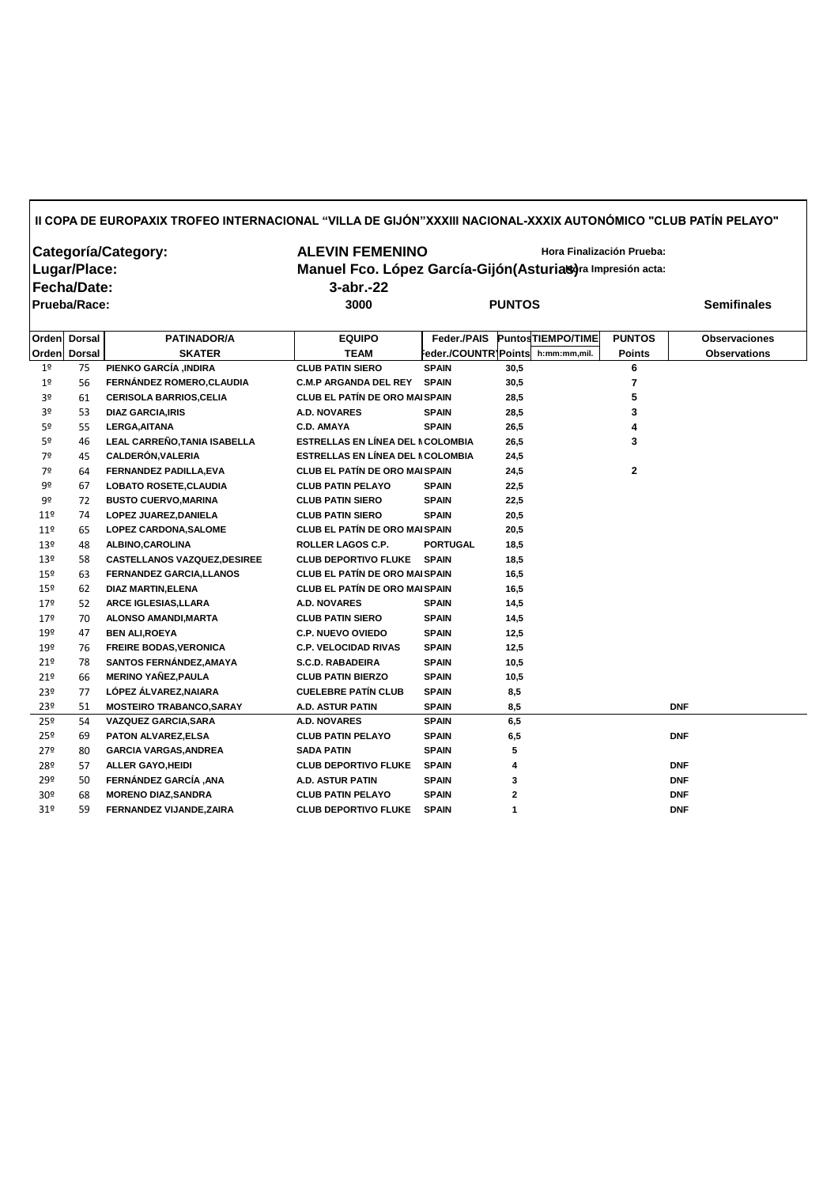**II COPA DE EUROPAXIX TROFEO INTERNACIONAL "VILLA DE GIJÓN"XXXIII NACIONAL-XXXIX AUTONÓMICO "CLUB PATÍN PELAYO"**

**Categoría/Category:** ALEVIN FEMENINO — **Hora Finalización Prueba:**

**Lugar/Place:** Manuel Fco. López García-Gijón(Asturias) — **Hora Impresión acta:**

**Fecha/Date:** 3-abr.-22

**Prueba/Race:** 3000 — PUNTOS — Semifinales

| Orden | Dorsal | PATINADOR/A | EQUIPO | Feder./PAIS | Puntos | TIEMPO/TIME | PUNTOS | Observaciones |
|---|---|---|---|---|---|---|---|---|
| Orden | Dorsal | SKATER | TEAM | Feder./COUNTRY | Points | h:mm:mm,mil. | Points | Observations |
| 1º | 75 | PIENKO GARCÍA ,INDIRA | CLUB PATIN SIERO | SPAIN | 30,5 | | 6 | |
| 1º | 56 | FERNÁNDEZ ROMERO,CLAUDIA | C.M.P ARGANDA DEL REY | SPAIN | 30,5 | | 7 | |
| 3º | 61 | CERISOLA BARRIOS,CELIA | CLUB EL PATÍN DE ORO MA | SPAIN | 28,5 | | 5 | |
| 3º | 53 | DIAZ GARCIA,IRIS | A.D. NOVARES | SPAIN | 28,5 | | 3 | |
| 5º | 55 | LERGA,AITANA | C.D. AMAYA | SPAIN | 26,5 | | 4 | |
| 5º | 46 | LEAL CARREÑO,TANIA ISABELLA | ESTRELLAS EN LÍNEA DEL N | COLOMBIA | 26,5 | | 3 | |
| 7º | 45 | CALDERÓN,VALERIA | ESTRELLAS EN LÍNEA DEL N | COLOMBIA | 24,5 | | | |
| 7º | 64 | FERNANDEZ PADILLA,EVA | CLUB EL PATÍN DE ORO MA | SPAIN | 24,5 | | 2 | |
| 9º | 67 | LOBATO ROSETE,CLAUDIA | CLUB PATIN PELAYO | SPAIN | 22,5 | | | |
| 9º | 72 | BUSTO CUERVO,MARINA | CLUB PATIN SIERO | SPAIN | 22,5 | | | |
| 11º | 74 | LOPEZ JUAREZ,DANIELA | CLUB PATIN SIERO | SPAIN | 20,5 | | | |
| 11º | 65 | LOPEZ CARDONA,SALOME | CLUB EL PATÍN DE ORO MA | SPAIN | 20,5 | | | |
| 13º | 48 | ALBINO,CAROLINA | ROLLER LAGOS C.P. | PORTUGAL | 18,5 | | | |
| 13º | 58 | CASTELLANOS VAZQUEZ,DESIREE | CLUB DEPORTIVO FLUKE | SPAIN | 18,5 | | | |
| 15º | 63 | FERNANDEZ GARCIA,LLANOS | CLUB EL PATÍN DE ORO MA | SPAIN | 16,5 | | | |
| 15º | 62 | DIAZ MARTIN,ELENA | CLUB EL PATÍN DE ORO MA | SPAIN | 16,5 | | | |
| 17º | 52 | ARCE IGLESIAS,LLARA | A.D. NOVARES | SPAIN | 14,5 | | | |
| 17º | 70 | ALONSO AMANDI,MARTA | CLUB PATIN SIERO | SPAIN | 14,5 | | | |
| 19º | 47 | BEN ALI,ROEYA | C.P. NUEVO OVIEDO | SPAIN | 12,5 | | | |
| 19º | 76 | FREIRE BODAS,VERONICA | C.P. VELOCIDAD RIVAS | SPAIN | 12,5 | | | |
| 21º | 78 | SANTOS FERNÁNDEZ,AMAYA | S.C.D. RABADEIRA | SPAIN | 10,5 | | | |
| 21º | 66 | MERINO YAÑEZ,PAULA | CLUB PATIN BIERZO | SPAIN | 10,5 | | | |
| 23º | 77 | LÓPEZ ÁLVAREZ,NAIARA | CUELEBRE PATÍN CLUB | SPAIN | 8,5 | | | |
| 23º | 51 | MOSTEIRO TRABANCO,SARAY | A.D. ASTUR PATIN | SPAIN | 8,5 | | | DNF |
| 25º | 54 | VAZQUEZ GARCIA,SARA | A.D. NOVARES | SPAIN | 6,5 | | | |
| 25º | 69 | PATON ALVAREZ,ELSA | CLUB PATIN PELAYO | SPAIN | 6,5 | | | DNF |
| 27º | 80 | GARCIA VARGAS,ANDREA | SADA PATIN | SPAIN | 5 | | | |
| 28º | 57 | ALLER GAYO,HEIDI | CLUB DEPORTIVO FLUKE | SPAIN | 4 | | | DNF |
| 29º | 50 | FERNÁNDEZ GARCÍA ,ANA | A.D. ASTUR PATIN | SPAIN | 3 | | | DNF |
| 30º | 68 | MORENO DIAZ,SANDRA | CLUB PATIN PELAYO | SPAIN | 2 | | | DNF |
| 31º | 59 | FERNANDEZ VIJANDE,ZAIRA | CLUB DEPORTIVO FLUKE | SPAIN | 1 | | | DNF |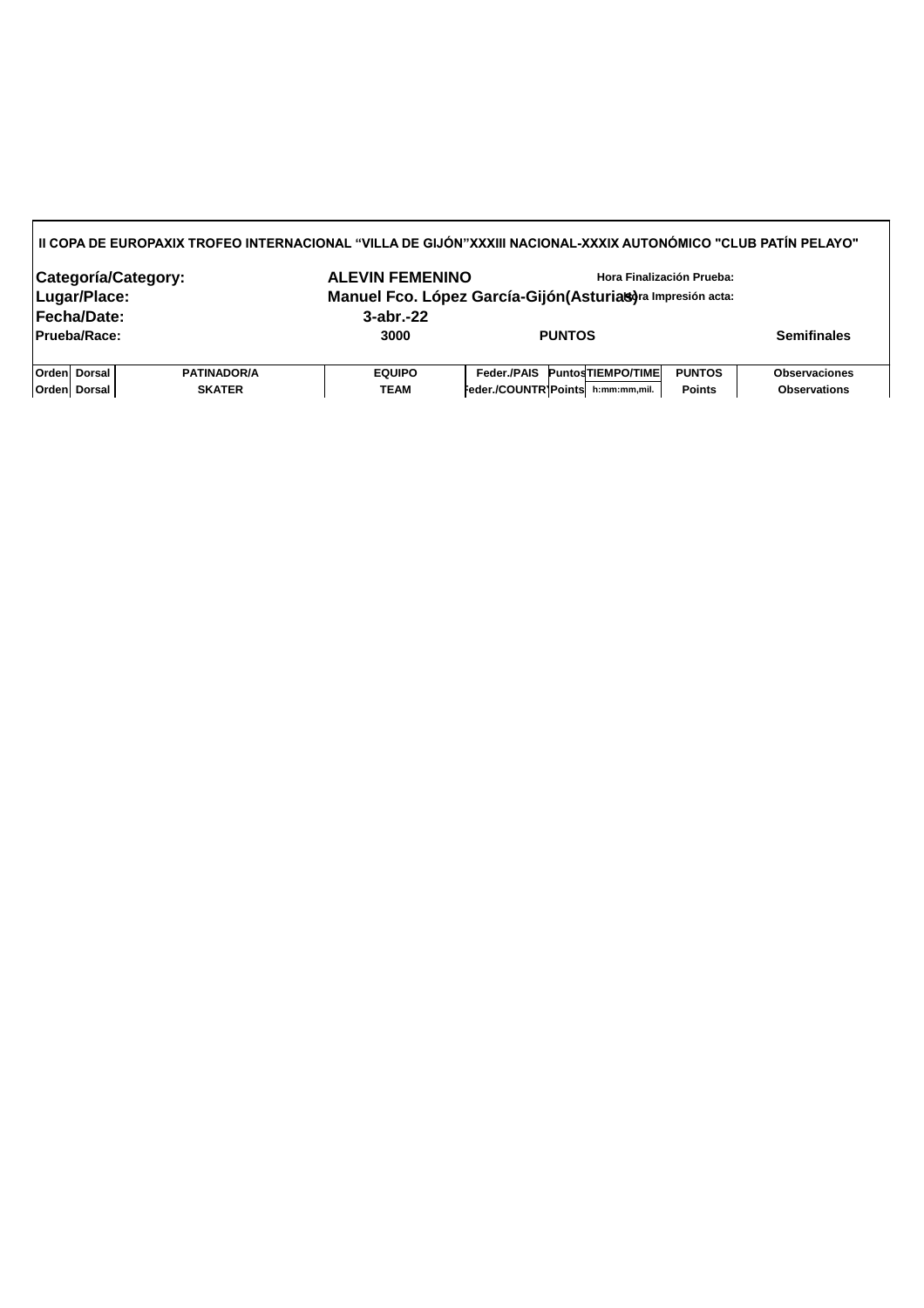**II COPA DE EUROPAXIX TROFEO INTERNACIONAL “VILLA DE GIJÓN”XXXIII NACIONAL-XXXIX AUTONÓMICO "CLUB PATÍN PELAYO"**

**Categoría/Category:** ALEVIN FEMENINO — Hora Finalización Prueba:

**Lugar/Place:** Manuel Fco. López García-Gijón(Asturias) — Hora Impresión acta:

**Fecha/Date:** 3-abr.-22

**Prueba/Race:** 3000 — PUNTOS — Semifinales

| Orden | Dorsal | PATINADOR/A | EQUIPO | Feder./PAIS | Puntos | TIEMPO/TIME | PUNTOS | Observaciones |
|---|---|---|---|---|---|---|---|---|
| Orden | Dorsal | SKATER | TEAM | Feder./COUNTRY | Points | h:mm:mm,mil. | Points | Observations |